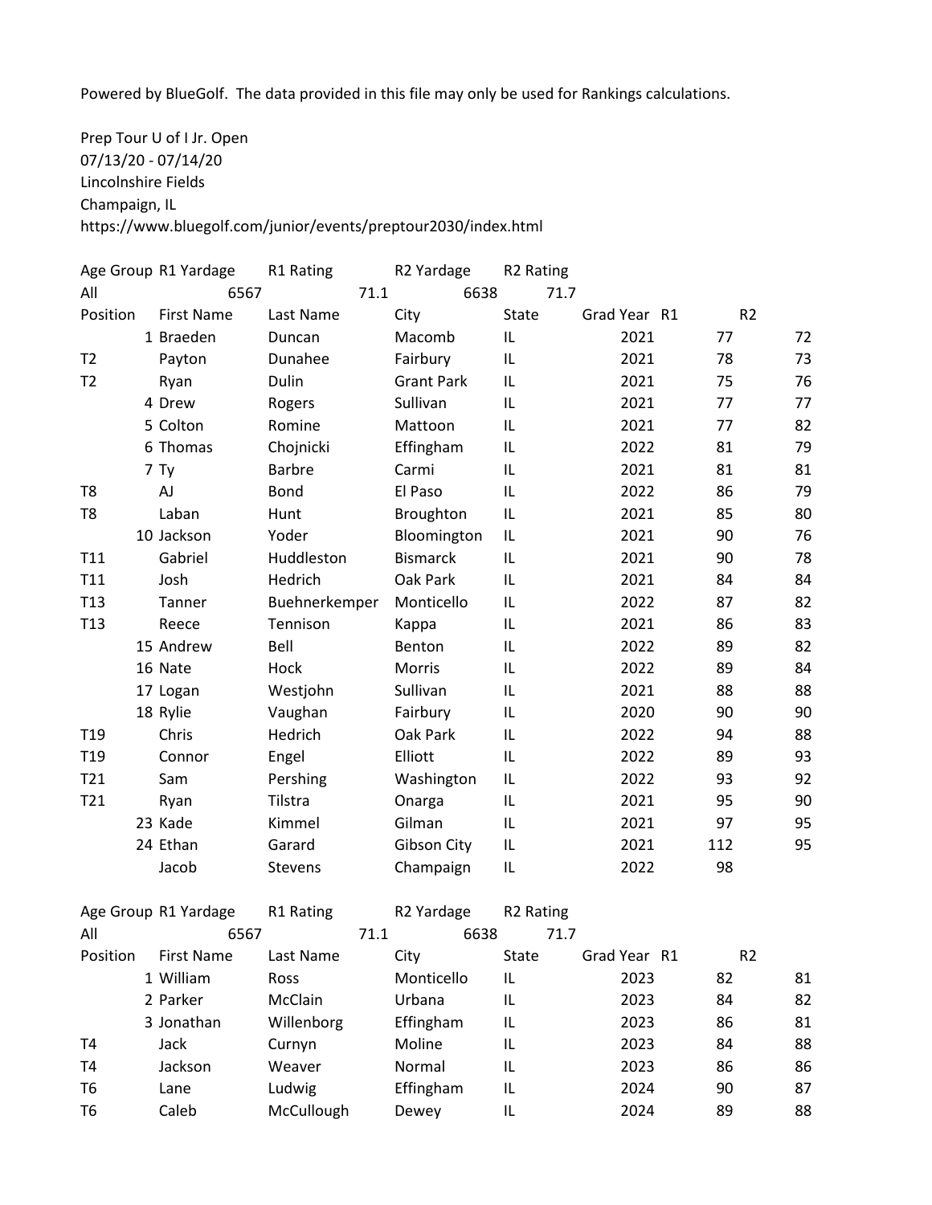Powered by BlueGolf. The data provided in this file may only be used for Rankings calculations.

Prep Tour U of I Jr. Open
07/13/20 - 07/14/20
Lincolnshire Fields
Champaign, IL
https://www.bluegolf.com/junior/events/preptour2030/index.html

| Age Group | R1 Yardage | R1 Rating | R2 Yardage | R2 Rating |
|---|---|---|---|---|
| All | 6567 | 71.1 | 6638 | 71.7 |

| Position | First Name | Last Name | City | State | Grad Year | R1 | R2 |
|---|---|---|---|---|---|---|---|
| 1 | Braeden | Duncan | Macomb | IL | 2021 | 77 | 72 |
| T2 | Payton | Dunahee | Fairbury | IL | 2021 | 78 | 73 |
| T2 | Ryan | Dulin | Grant Park | IL | 2021 | 75 | 76 |
| 4 | Drew | Rogers | Sullivan | IL | 2021 | 77 | 77 |
| 5 | Colton | Romine | Mattoon | IL | 2021 | 77 | 82 |
| 6 | Thomas | Chojnicki | Effingham | IL | 2022 | 81 | 79 |
| 7 | Ty | Barbre | Carmi | IL | 2021 | 81 | 81 |
| T8 | AJ | Bond | El Paso | IL | 2022 | 86 | 79 |
| T8 | Laban | Hunt | Broughton | IL | 2021 | 85 | 80 |
| 10 | Jackson | Yoder | Bloomington | IL | 2021 | 90 | 76 |
| T11 | Gabriel | Huddleston | Bismarck | IL | 2021 | 90 | 78 |
| T11 | Josh | Hedrich | Oak Park | IL | 2021 | 84 | 84 |
| T13 | Tanner | Buehnerkemper | Monticello | IL | 2022 | 87 | 82 |
| T13 | Reece | Tennison | Kappa | IL | 2021 | 86 | 83 |
| 15 | Andrew | Bell | Benton | IL | 2022 | 89 | 82 |
| 16 | Nate | Hock | Morris | IL | 2022 | 89 | 84 |
| 17 | Logan | Westjohn | Sullivan | IL | 2021 | 88 | 88 |
| 18 | Rylie | Vaughan | Fairbury | IL | 2020 | 90 | 90 |
| T19 | Chris | Hedrich | Oak Park | IL | 2022 | 94 | 88 |
| T19 | Connor | Engel | Elliott | IL | 2022 | 89 | 93 |
| T21 | Sam | Pershing | Washington | IL | 2022 | 93 | 92 |
| T21 | Ryan | Tilstra | Onarga | IL | 2021 | 95 | 90 |
| 23 | Kade | Kimmel | Gilman | IL | 2021 | 97 | 95 |
| 24 | Ethan | Garard | Gibson City | IL | 2021 | 112 | 95 |
| | Jacob | Stevens | Champaign | IL | 2022 | 98 | |

| Age Group | R1 Yardage | R1 Rating | R2 Yardage | R2 Rating |
|---|---|---|---|---|
| All | 6567 | 71.1 | 6638 | 71.7 |

| Position | First Name | Last Name | City | State | Grad Year | R1 | R2 |
|---|---|---|---|---|---|---|---|
| 1 | William | Ross | Monticello | IL | 2023 | 82 | 81 |
| 2 | Parker | McClain | Urbana | IL | 2023 | 84 | 82 |
| 3 | Jonathan | Willenborg | Effingham | IL | 2023 | 86 | 81 |
| T4 | Jack | Curnyn | Moline | IL | 2023 | 84 | 88 |
| T4 | Jackson | Weaver | Normal | IL | 2023 | 86 | 86 |
| T6 | Lane | Ludwig | Effingham | IL | 2024 | 90 | 87 |
| T6 | Caleb | McCullough | Dewey | IL | 2024 | 89 | 88 |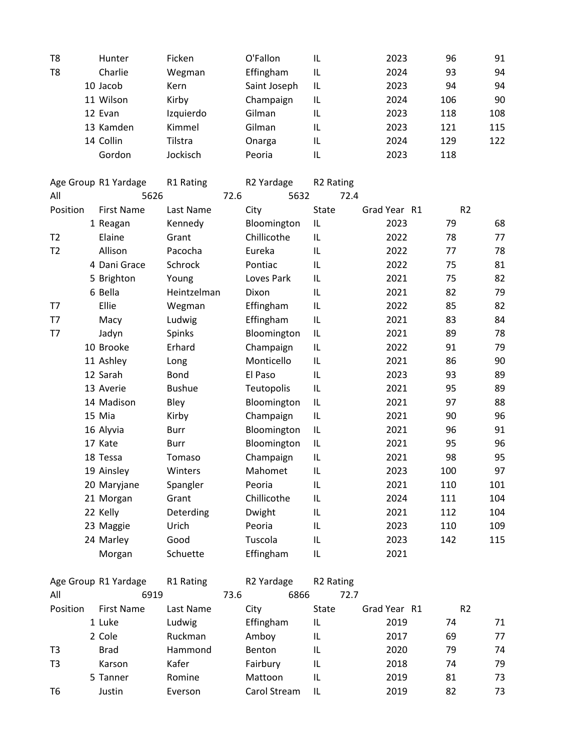| Position | First Name | Last Name | City | State | Grad Year | R1 | R2 |
|---|---|---|---|---|---|---|---|
| T8 | Hunter | Ficken | O'Fallon | IL | 2023 | 96 | 91 |
| T8 | Charlie | Wegman | Effingham | IL | 2024 | 93 | 94 |
| 10 | Jacob | Kern | Saint Joseph | IL | 2023 | 94 | 94 |
| 11 | Wilson | Kirby | Champaign | IL | 2024 | 106 | 90 |
| 12 | Evan | Izquierdo | Gilman | IL | 2023 | 118 | 108 |
| 13 | Kamden | Kimmel | Gilman | IL | 2023 | 121 | 115 |
| 14 | Collin | Tilstra | Onarga | IL | 2024 | 129 | 122 |
| | Gordon | Jockisch | Peoria | IL | 2023 | 118 | |

| Age Group | R1 Yardage | R1 Rating | R2 Yardage | R2 Rating |
|---|---|---|---|---|
| All | 5626 | 72.6 | 5632 | 72.4 |

| Position | First Name | Last Name | City | State | Grad Year | R1 | R2 |
|---|---|---|---|---|---|---|---|
| 1 | Reagan | Kennedy | Bloomington | IL | 2023 | 79 | 68 |
| T2 | Elaine | Grant | Chillicothe | IL | 2022 | 78 | 77 |
| T2 | Allison | Pacocha | Eureka | IL | 2022 | 77 | 78 |
| 4 | Dani Grace | Schrock | Pontiac | IL | 2022 | 75 | 81 |
| 5 | Brighton | Young | Loves Park | IL | 2021 | 75 | 82 |
| 6 | Bella | Heintzelman | Dixon | IL | 2021 | 82 | 79 |
| T7 | Ellie | Wegman | Effingham | IL | 2022 | 85 | 82 |
| T7 | Macy | Ludwig | Effingham | IL | 2021 | 83 | 84 |
| T7 | Jadyn | Spinks | Bloomington | IL | 2021 | 89 | 78 |
| 10 | Brooke | Erhard | Champaign | IL | 2022 | 91 | 79 |
| 11 | Ashley | Long | Monticello | IL | 2021 | 86 | 90 |
| 12 | Sarah | Bond | El Paso | IL | 2023 | 93 | 89 |
| 13 | Averie | Bushue | Teutopolis | IL | 2021 | 95 | 89 |
| 14 | Madison | Bley | Bloomington | IL | 2021 | 97 | 88 |
| 15 | Mia | Kirby | Champaign | IL | 2021 | 90 | 96 |
| 16 | Alyvia | Burr | Bloomington | IL | 2021 | 96 | 91 |
| 17 | Kate | Burr | Bloomington | IL | 2021 | 95 | 96 |
| 18 | Tessa | Tomaso | Champaign | IL | 2021 | 98 | 95 |
| 19 | Ainsley | Winters | Mahomet | IL | 2023 | 100 | 97 |
| 20 | Maryjane | Spangler | Peoria | IL | 2021 | 110 | 101 |
| 21 | Morgan | Grant | Chillicothe | IL | 2024 | 111 | 104 |
| 22 | Kelly | Deterding | Dwight | IL | 2021 | 112 | 104 |
| 23 | Maggie | Urich | Peoria | IL | 2023 | 110 | 109 |
| 24 | Marley | Good | Tuscola | IL | 2023 | 142 | 115 |
| | Morgan | Schuette | Effingham | IL | 2021 | | |

| Age Group | R1 Yardage | R1 Rating | R2 Yardage | R2 Rating |
|---|---|---|---|---|
| All | 6919 | 73.6 | 6866 | 72.7 |

| Position | First Name | Last Name | City | State | Grad Year | R1 | R2 |
|---|---|---|---|---|---|---|---|
| 1 | Luke | Ludwig | Effingham | IL | 2019 | 74 | 71 |
| 2 | Cole | Ruckman | Amboy | IL | 2017 | 69 | 77 |
| T3 | Brad | Hammond | Benton | IL | 2020 | 79 | 74 |
| T3 | Karson | Kafer | Fairbury | IL | 2018 | 74 | 79 |
| 5 | Tanner | Romine | Mattoon | IL | 2019 | 81 | 73 |
| T6 | Justin | Everson | Carol Stream | IL | 2019 | 82 | 73 |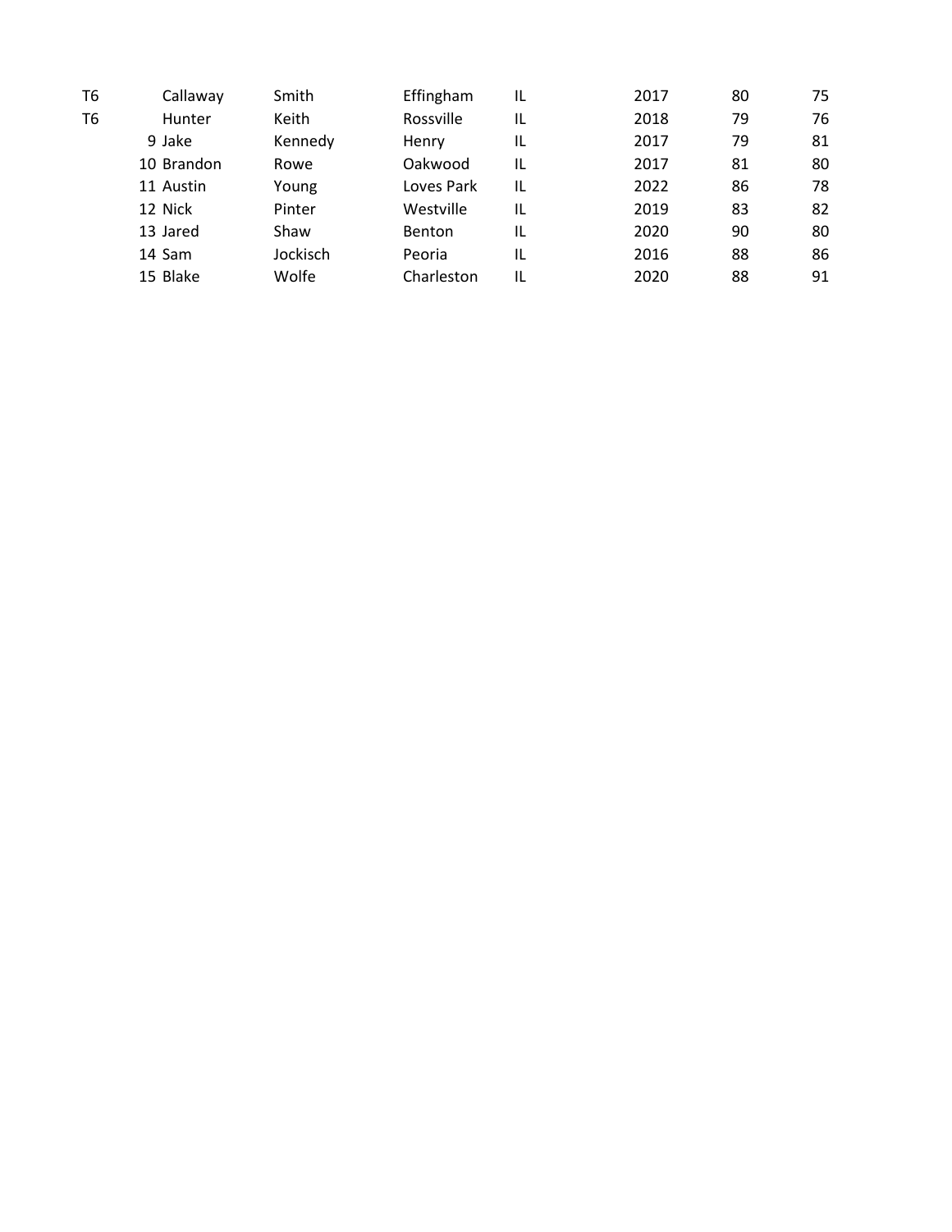| | | | | | | | |
|---|---|---|---|---|---|---|---|
| T6 | Callaway | Smith | Effingham | IL | 2017 | 80 | 75 |
| T6 | Hunter | Keith | Rossville | IL | 2018 | 79 | 76 |
| 9 | Jake | Kennedy | Henry | IL | 2017 | 79 | 81 |
| 10 | Brandon | Rowe | Oakwood | IL | 2017 | 81 | 80 |
| 11 | Austin | Young | Loves Park | IL | 2022 | 86 | 78 |
| 12 | Nick | Pinter | Westville | IL | 2019 | 83 | 82 |
| 13 | Jared | Shaw | Benton | IL | 2020 | 90 | 80 |
| 14 | Sam | Jockisch | Peoria | IL | 2016 | 88 | 86 |
| 15 | Blake | Wolfe | Charleston | IL | 2020 | 88 | 91 |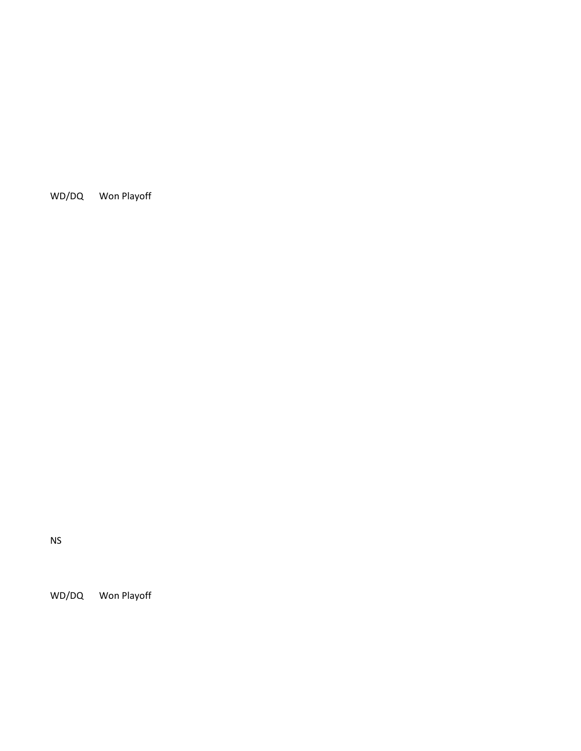WD/DQ Won Playoff

NS

WD/DQ Won Playoff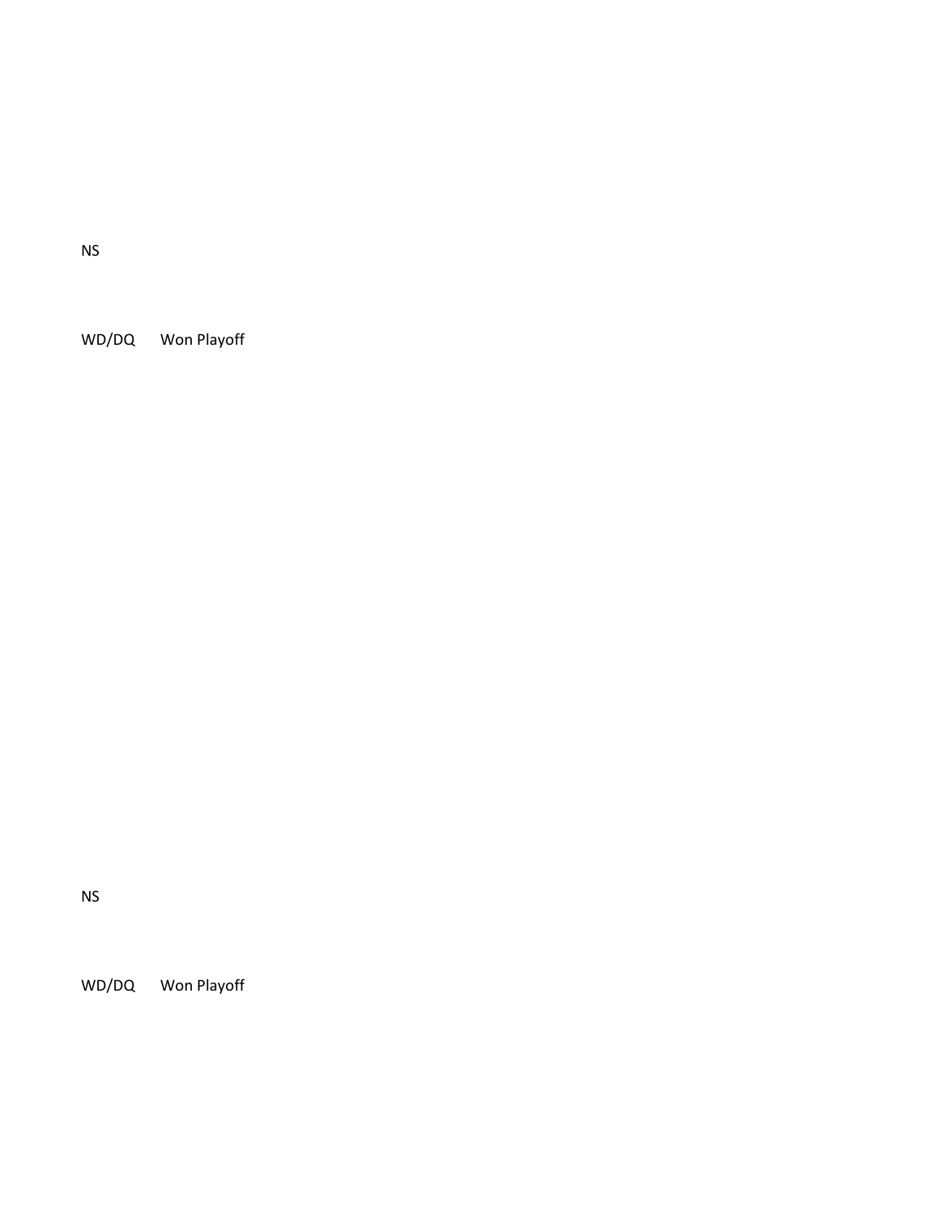NS

WD/DQ Won Playoff

NS

WD/DQ Won Playoff